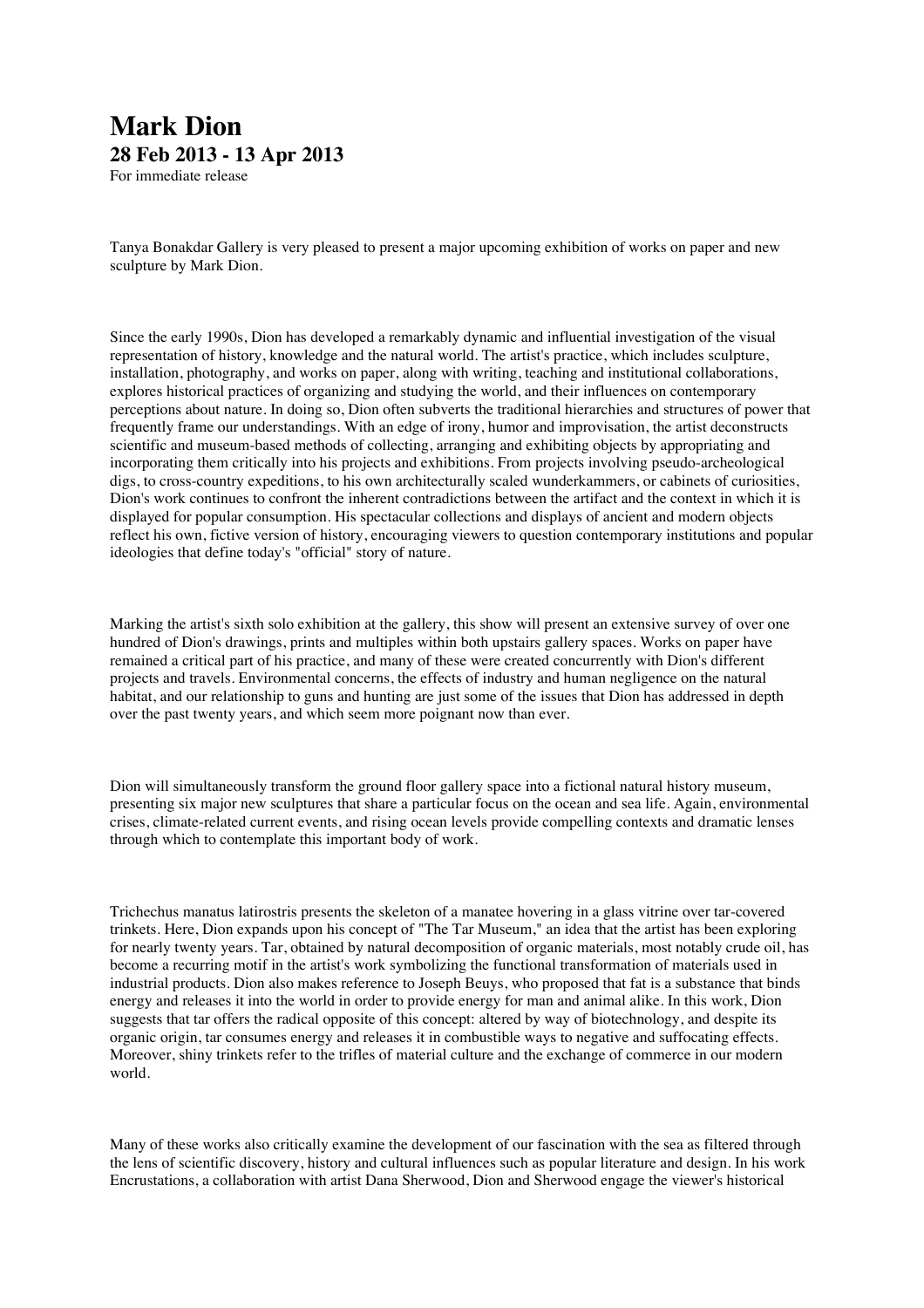# Mark Dion

## 28 Feb 2013 - 13 Apr 2013

For immediate release

Tanya Bonakdar Gallery is very pleased to present a major upcoming exhibition of works on paper and new sculpture by Mark Dion.

Since the early 1990s, Dion has developed a remarkably dynamic and influential investigation of the visual representation of history, knowledge and the natural world. The artist's practice, which includes sculpture, installation, photography, and works on paper, along with writing, teaching and institutional collaborations, explores historical practices of organizing and studying the world, and their influences on contemporary perceptions about nature. In doing so, Dion often subverts the traditional hierarchies and structures of power that frequently frame our understandings. With an edge of irony, humor and improvisation, the artist deconstructs scientific and museum-based methods of collecting, arranging and exhibiting objects by appropriating and incorporating them critically into his projects and exhibitions. From projects involving pseudo-archeological digs, to cross-country expeditions, to his own architecturally scaled wunderkammers, or cabinets of curiosities, Dion's work continues to confront the inherent contradictions between the artifact and the context in which it is displayed for popular consumption. His spectacular collections and displays of ancient and modern objects reflect his own, fictive version of history, encouraging viewers to question contemporary institutions and popular ideologies that define today's "official" story of nature.

Marking the artist's sixth solo exhibition at the gallery, this show will present an extensive survey of over one hundred of Dion's drawings, prints and multiples within both upstairs gallery spaces. Works on paper have remained a critical part of his practice, and many of these were created concurrently with Dion's different projects and travels. Environmental concerns, the effects of industry and human negligence on the natural habitat, and our relationship to guns and hunting are just some of the issues that Dion has addressed in depth over the past twenty years, and which seem more poignant now than ever.

Dion will simultaneously transform the ground floor gallery space into a fictional natural history museum, presenting six major new sculptures that share a particular focus on the ocean and sea life. Again, environmental crises, climate-related current events, and rising ocean levels provide compelling contexts and dramatic lenses through which to contemplate this important body of work.

Trichechus manatus latirostris presents the skeleton of a manatee hovering in a glass vitrine over tar-covered trinkets. Here, Dion expands upon his concept of "The Tar Museum," an idea that the artist has been exploring for nearly twenty years. Tar, obtained by natural decomposition of organic materials, most notably crude oil, has become a recurring motif in the artist's work symbolizing the functional transformation of materials used in industrial products. Dion also makes reference to Joseph Beuys, who proposed that fat is a substance that binds energy and releases it into the world in order to provide energy for man and animal alike. In this work, Dion suggests that tar offers the radical opposite of this concept: altered by way of biotechnology, and despite its organic origin, tar consumes energy and releases it in combustible ways to negative and suffocating effects. Moreover, shiny trinkets refer to the trifles of material culture and the exchange of commerce in our modern world.

Many of these works also critically examine the development of our fascination with the sea as filtered through the lens of scientific discovery, history and cultural influences such as popular literature and design. In his work Encrustations, a collaboration with artist Dana Sherwood, Dion and Sherwood engage the viewer's historical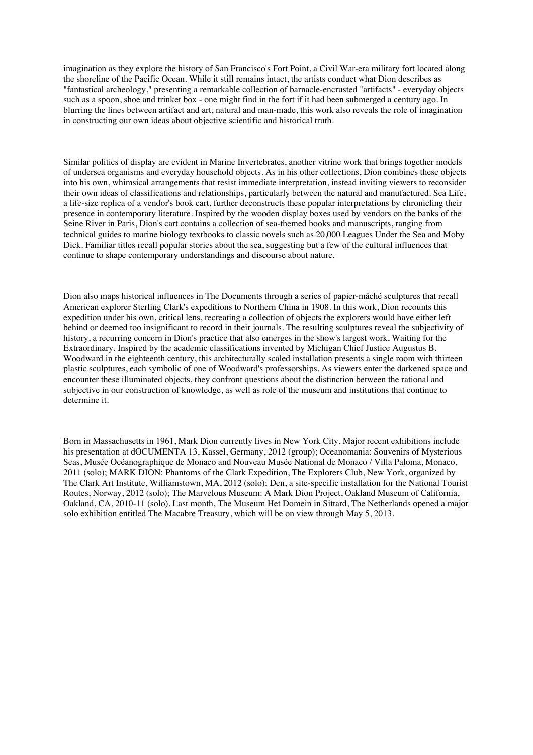imagination as they explore the history of San Francisco's Fort Point, a Civil War-era military fort located along the shoreline of the Pacific Ocean. While it still remains intact, the artists conduct what Dion describes as "fantastical archeology," presenting a remarkable collection of barnacle-encrusted "artifacts" - everyday objects such as a spoon, shoe and trinket box - one might find in the fort if it had been submerged a century ago. In blurring the lines between artifact and art, natural and man-made, this work also reveals the role of imagination in constructing our own ideas about objective scientific and historical truth.

Similar politics of display are evident in Marine Invertebrates, another vitrine work that brings together models of undersea organisms and everyday household objects. As in his other collections, Dion combines these objects into his own, whimsical arrangements that resist immediate interpretation, instead inviting viewers to reconsider their own ideas of classifications and relationships, particularly between the natural and manufactured. Sea Life, a life-size replica of a vendor's book cart, further deconstructs these popular interpretations by chronicling their presence in contemporary literature. Inspired by the wooden display boxes used by vendors on the banks of the Seine River in Paris, Dion's cart contains a collection of sea-themed books and manuscripts, ranging from technical guides to marine biology textbooks to classic novels such as 20,000 Leagues Under the Sea and Moby Dick. Familiar titles recall popular stories about the sea, suggesting but a few of the cultural influences that continue to shape contemporary understandings and discourse about nature.

Dion also maps historical influences in The Documents through a series of papier-mâché sculptures that recall American explorer Sterling Clark's expeditions to Northern China in 1908. In this work, Dion recounts this expedition under his own, critical lens, recreating a collection of objects the explorers would have either left behind or deemed too insignificant to record in their journals. The resulting sculptures reveal the subjectivity of history, a recurring concern in Dion's practice that also emerges in the show's largest work, Waiting for the Extraordinary. Inspired by the academic classifications invented by Michigan Chief Justice Augustus B. Woodward in the eighteenth century, this architecturally scaled installation presents a single room with thirteen plastic sculptures, each symbolic of one of Woodward's professorships. As viewers enter the darkened space and encounter these illuminated objects, they confront questions about the distinction between the rational and subjective in our construction of knowledge, as well as role of the museum and institutions that continue to determine it.

Born in Massachusetts in 1961, Mark Dion currently lives in New York City. Major recent exhibitions include his presentation at dOCUMENTA 13, Kassel, Germany, 2012 (group); Oceanomania: Souvenirs of Mysterious Seas, Musée Océanographique de Monaco and Nouveau Musée National de Monaco / Villa Paloma, Monaco, 2011 (solo); MARK DION: Phantoms of the Clark Expedition, The Explorers Club, New York, organized by The Clark Art Institute, Williamstown, MA, 2012 (solo); Den, a site-specific installation for the National Tourist Routes, Norway, 2012 (solo); The Marvelous Museum: A Mark Dion Project, Oakland Museum of California, Oakland, CA, 2010-11 (solo). Last month, The Museum Het Domein in Sittard, The Netherlands opened a major solo exhibition entitled The Macabre Treasury, which will be on view through May 5, 2013.